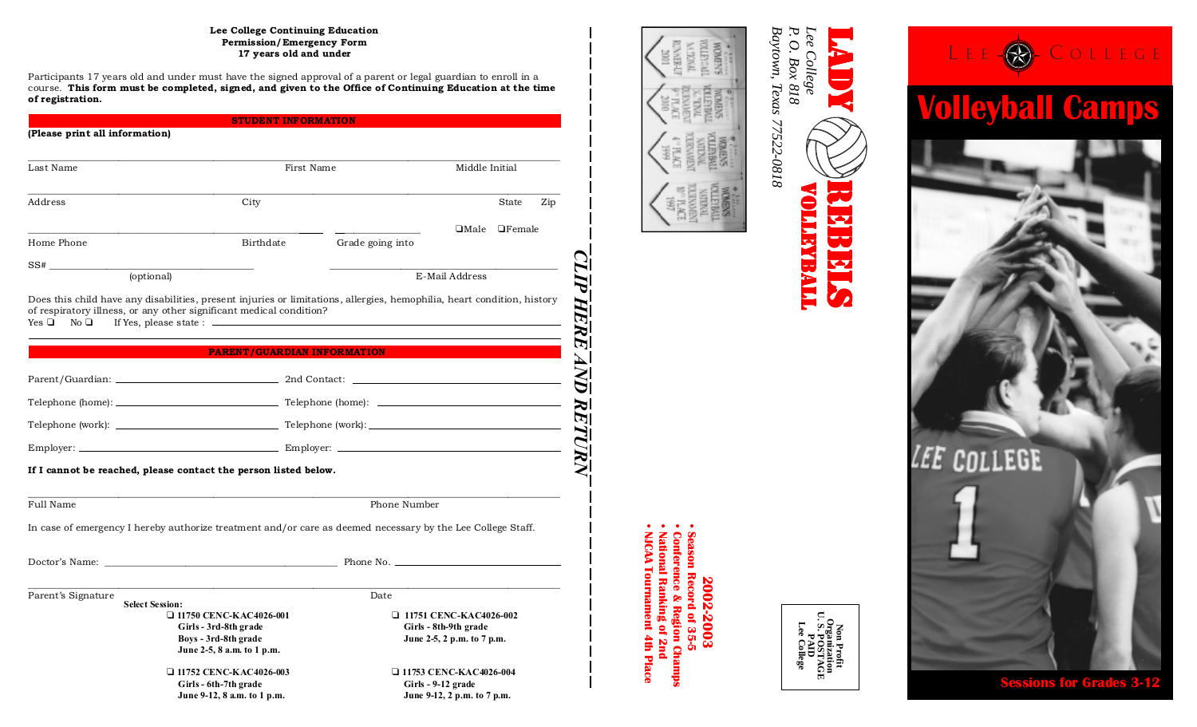**Lee College Continuing Education**
**Permission/Emergency Form**
**17 years old and under**

Participants 17 years old and under must have the signed approval of a parent or legal guardian to enroll in a course. **This form must be completed, signed, and given to the Office of Continuing Education at the time of registration.**

**STUDENT INFORMATION**

**(Please print all information)**

Last Name First Name Middle Initial

Address City State Zip

Home Phone Birthdate Grade going into ❑Male ❑Female

SS# ______________ (optional) E-Mail Address

Does this child have any disabilities, present injuries or limitations, allergies, hemophilia, heart condition, history of respiratory illness, or any other significant medical condition?
Yes ❑ No ❑ If Yes, please state : ______________

**PARENT/GUARDIAN INFORMATION**

Parent/Guardian: ______________ 2nd Contact: ______________

Telephone (home): ______________ Telephone (home): ______________

Telephone (work): ______________ Telephone (work): ______________

Employer: ______________ Employer: ______________

**If I cannot be reached, please contact the person listed below.**

Full Name Phone Number

In case of emergency I hereby authorize treatment and/or care as deemed necessary by the Lee College Staff.

Doctor's Name: ______________ Phone No. ______________

Parent's Signature Date

**Select Session:**

❑ **11750 CENC-KAC4026-001**
**Girls - 3rd-8th grade**
**Boys - 3rd-8th grade**
**June 2-5, 8 a.m. to 1 p.m.**

❑ **11751 CENC-KAC4026-002**
**Girls - 8th-9th grade**
**June 2-5, 2 p.m. to 7 p.m.**

❑ **11752 CENC-KAC4026-003**
**Girls - 6th-7th grade**
**June 9-12, 8 a.m. to 1 p.m.**

❑ **11753 CENC-KAC4026-004**
**Girls - 9-12 grade**
**June 9-12, 2 p.m. to 7 p.m.**

*CLIP HERE AND RETURN*

# LADY REBELS VOLLEYBALL

*Lee College*
*P.O. Box 818*
*Baytown, Texas 77522-0818*

**2002-2003**

- **Season Record of 35-5**
- **Conference & Region Champs**
- **National Ranking of 2nd**
- **NJCAA Tournament 4th Place**

**Non Profit Organization U.S. POSTAGE PAID Lee College**

LEE COLLEGE

# Volleyball Camps

**Sessions for Grades 3-12**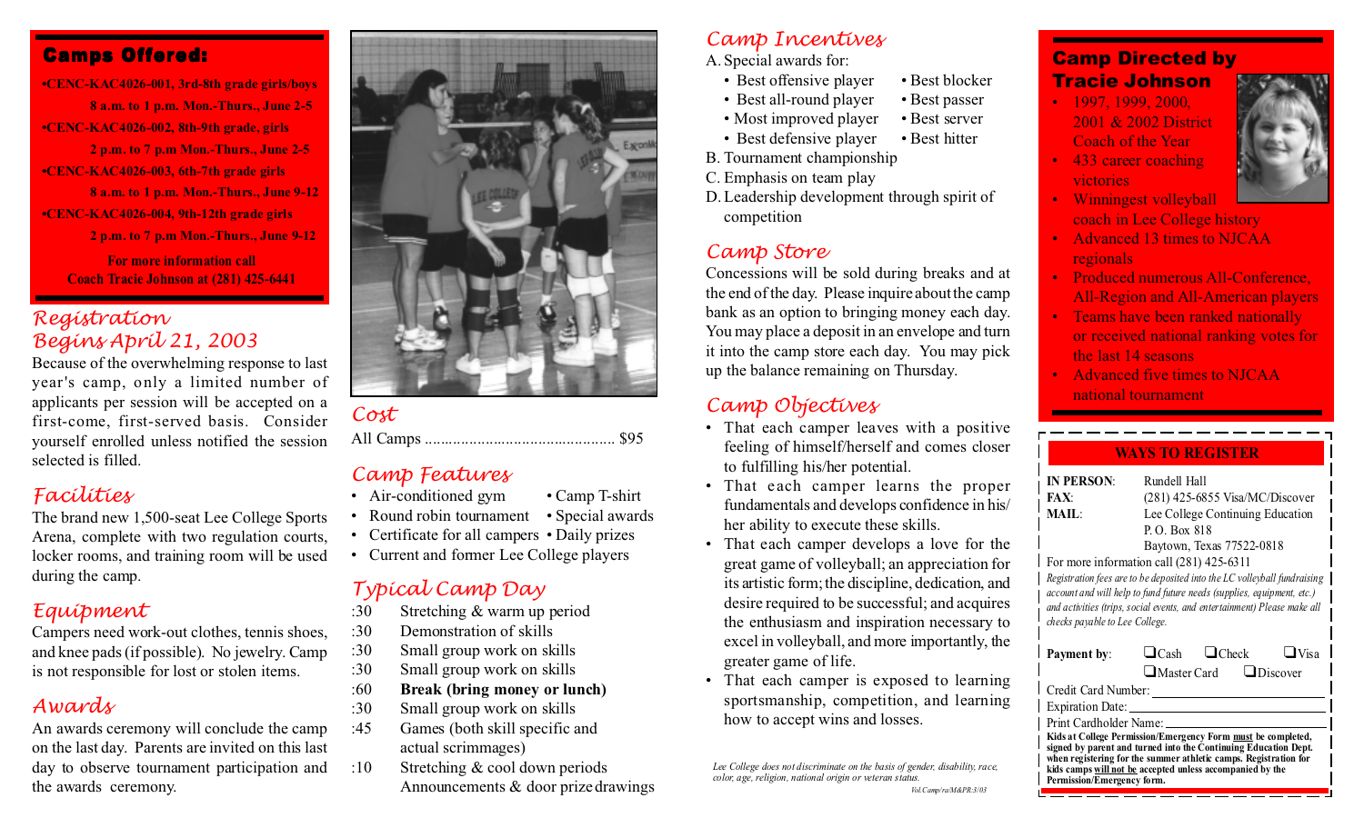## Camps Offered:

•CENC-KAC4026-001, 3rd-8th grade girls/boys
8 a.m. to 1 p.m. Mon.-Thurs., June 2-5

•CENC-KAC4026-002, 8th-9th grade, girls
2 p.m. to 7 p.m Mon.-Thurs., June 2-5

•CENC-KAC4026-003, 6th-7th grade girls
8 a.m. to 1 p.m. Mon.-Thurs., June 9-12

•CENC-KAC4026-004, 9th-12th grade girls
2 p.m. to 7 p.m Mon.-Thurs., June 9-12

For more information call
Coach Tracie Johnson at (281) 425-6441

## Registration Begins April 21, 2003

Because of the overwhelming response to last year's camp, only a limited number of applicants per session will be accepted on a first-come, first-served basis. Consider yourself enrolled unless notified the session selected is filled.

## Facilities

The brand new 1,500-seat Lee College Sports Arena, complete with two regulation courts, locker rooms, and training room will be used during the camp.

## Equipment

Campers need work-out clothes, tennis shoes, and knee pads (if possible). No jewelry. Camp is not responsible for lost or stolen items.

## Awards

An awards ceremony will conclude the camp on the last day. Parents are invited on this last day to observe tournament participation and the awards ceremony.

## Cost

All Camps ............................................... $95

## Camp Features

- Air-conditioned gym
- Camp T-shirt
- Round robin tournament
- Special awards
- Certificate for all campers
- Daily prizes
- Current and former Lee College players

## Typical Camp Day

| | |
|---|---|
| :30 | Stretching & warm up period |
| :30 | Demonstration of skills |
| :30 | Small group work on skills |
| :30 | Small group work on skills |
| :60 | **Break (bring money or lunch)** |
| :30 | Small group work on skills |
| :45 | Games (both skill specific and actual scrimmages) |
| :10 | Stretching & cool down periods<br>Announcements & door prize drawings |

## Camp Incentives

A. Special awards for:
- Best offensive player
- Best all-round player
- Most improved player
- Best defensive player
- Best blocker
- Best passer
- Best server
- Best hitter

B. Tournament championship

C. Emphasis on team play

D. Leadership development through spirit of competition

## Camp Store

Concessions will be sold during breaks and at the end of the day. Please inquire about the camp bank as an option to bringing money each day. You may place a deposit in an envelope and turn it into the camp store each day. You may pick up the balance remaining on Thursday.

## Camp Objectives

- That each camper leaves with a positive feeling of himself/herself and comes closer to fulfilling his/her potential.
- That each camper learns the proper fundamentals and develops confidence in his/her ability to execute these skills.
- That each camper develops a love for the great game of volleyball; an appreciation for its artistic form; the discipline, dedication, and desire required to be successful; and acquires the enthusiasm and inspiration necessary to excel in volleyball, and more importantly, the greater game of life.
- That each camper is exposed to learning sportsmanship, competition, and learning how to accept wins and losses.

*Lee College does not discriminate on the basis of gender, disability, race, color, age, religion, national origin or veteran status.*

*Vol.Camp/ra/M&PR/3/03*

## Camp Directed by Tracie Johnson

- 1997, 1999, 2000, 2001 & 2002 District Coach of the Year
- 433 career coaching victories
- Winningest volleyball coach in Lee College history
- Advanced 13 times to NJCAA regionals
- Produced numerous All-Conference, All-Region and All-American players
- Teams have been ranked nationally or received national ranking votes for the last 14 seasons
- Advanced five times to NJCAA national tournament

## WAYS TO REGISTER

**IN PERSON**: Rundell Hall
**FAX**: (281) 425-6855 Visa/MC/Discover
**MAIL**: Lee College Continuing Education
P. O. Box 818
Baytown, Texas 77522-0818

For more information call (281) 425-6311

*Registration fees are to be deposited into the LC volleyball fundraising account and will help to fund future needs (supplies, equipment, etc.) and activities (trips, social events, and entertainment) Please make all checks payable to Lee College.*

**Payment by**: ❑Cash ❑Check ❑Visa ❑Master Card ❑Discover

Credit Card Number: ______________________

Expiration Date: ______________________

Print Cardholder Name: ______________________

**Kids at College Permission/Emergency Form must be completed, signed by parent and turned into the Continuing Education Dept. when registering for the summer athletic camps. Registration for kids camps will not be accepted unless accompanied by the Permission/Emergency form.**